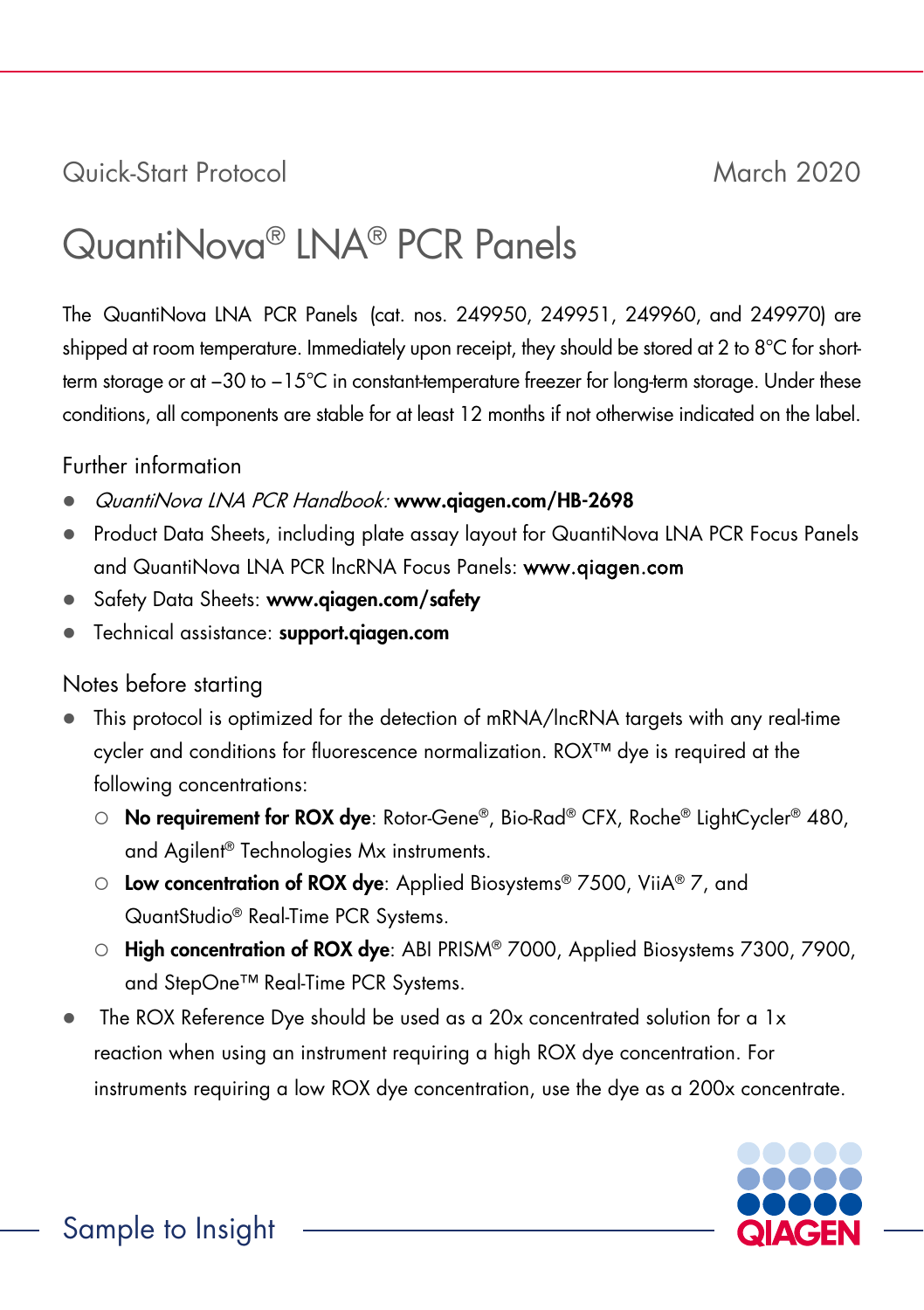Quick-Start Protocol March 2020

# QuantiNova® LNA® PCR Panels

The QuantiNova LNA PCR Panels (cat. nos. 249950, 249951, 249960, and 249970) are shipped at room temperature. Immediately upon receipt, they should be stored at 2 to 8°C for short-term storage or at –30 to –15°C in constant-temperature freezer for long-term storage. Under these conditions, all components are stable for at least 12 months if not otherwise indicated on the label.

## Further information

- *QuantiNova LNA PCR Handbook:* **www.qiagen.com/HB-2698**
- Product Data Sheets, including plate assay layout for QuantiNova LNA PCR Focus Panels and QuantiNova LNA PCR lncRNA Focus Panels: **www.qiagen.com**
- Safety Data Sheets: **www.qiagen.com/safety**
- Technical assistance: **support.qiagen.com**

## Notes before starting

- This protocol is optimized for the detection of mRNA/lncRNA targets with any real-time cycler and conditions for fluorescence normalization. ROX™ dye is required at the following concentrations:
  - **No requirement for ROX dye**: Rotor-Gene®, Bio-Rad® CFX, Roche® LightCycler® 480, and Agilent® Technologies Mx instruments.
  - **Low concentration of ROX dye**: Applied Biosystems® 7500, ViiA® 7, and QuantStudio® Real-Time PCR Systems.
  - **High concentration of ROX dye**: ABI PRISM® 7000, Applied Biosystems 7300, 7900, and StepOne™ Real-Time PCR Systems.
- The ROX Reference Dye should be used as a 20x concentrated solution for a 1x reaction when using an instrument requiring a high ROX dye concentration. For instruments requiring a low ROX dye concentration, use the dye as a 200x concentrate.

Sample to Insight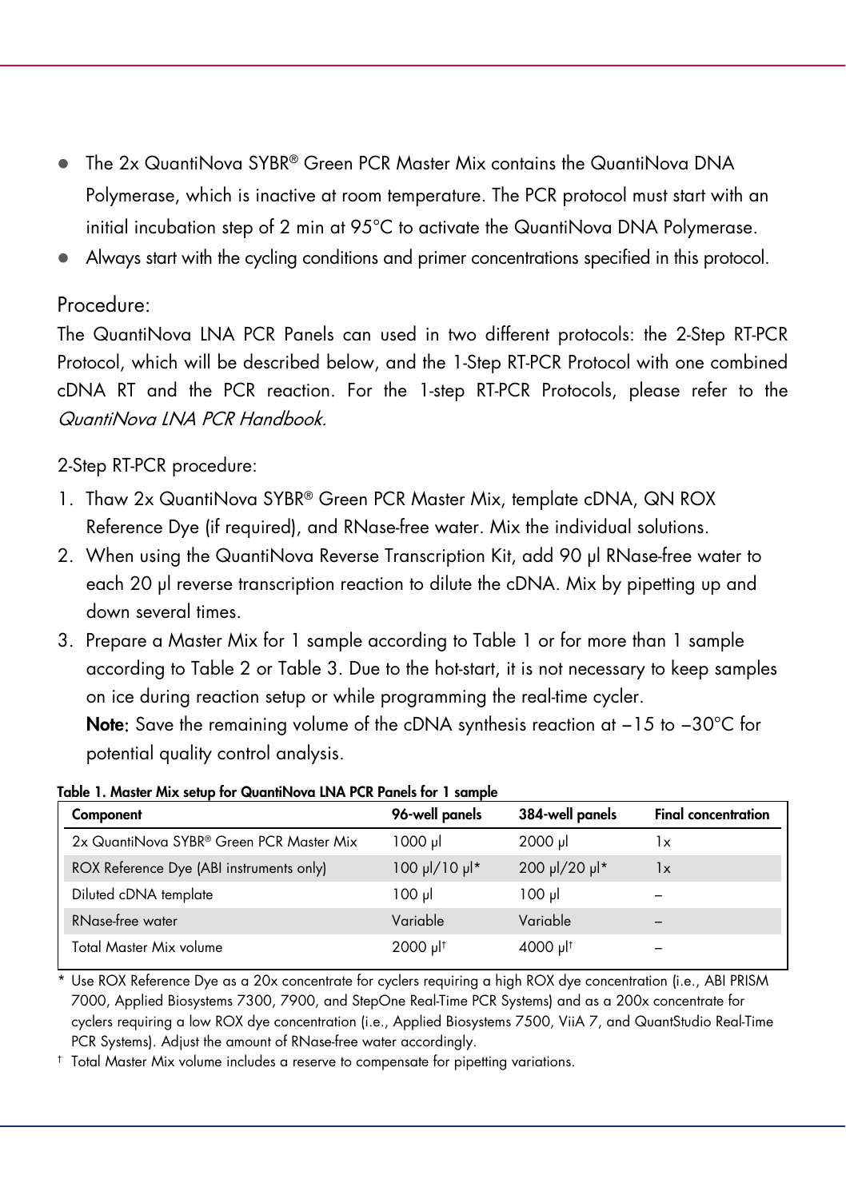- The 2x QuantiNova SYBR® Green PCR Master Mix contains the QuantiNova DNA Polymerase, which is inactive at room temperature. The PCR protocol must start with an initial incubation step of 2 min at 95°C to activate the QuantiNova DNA Polymerase.
- Always start with the cycling conditions and primer concentrations specified in this protocol.

## Procedure:

The QuantiNova LNA PCR Panels can used in two different protocols: the 2-Step RT-PCR Protocol, which will be described below, and the 1-Step RT-PCR Protocol with one combined cDNA RT and the PCR reaction. For the 1-step RT-PCR Protocols, please refer to the *QuantiNova LNA PCR Handbook.*

2-Step RT-PCR procedure:

1. Thaw 2x QuantiNova SYBR® Green PCR Master Mix, template cDNA, QN ROX Reference Dye (if required), and RNase-free water. Mix the individual solutions.
2. When using the QuantiNova Reverse Transcription Kit, add 90 µl RNase-free water to each 20 µl reverse transcription reaction to dilute the cDNA. Mix by pipetting up and down several times.
3. Prepare a Master Mix for 1 sample according to Table 1 or for more than 1 sample according to Table 2 or Table 3. Due to the hot-start, it is not necessary to keep samples on ice during reaction setup or while programming the real-time cycler.
   **Note**: Save the remaining volume of the cDNA synthesis reaction at −15 to −30°C for potential quality control analysis.

**Table 1. Master Mix setup for QuantiNova LNA PCR Panels for 1 sample**

| Component | 96-well panels | 384-well panels | Final concentration |
|---|---|---|---|
| 2x QuantiNova SYBR® Green PCR Master Mix | 1000 µl | 2000 µl | 1x |
| ROX Reference Dye (ABI instruments only) | 100 µl/10 µl* | 200 µl/20 µl* | 1x |
| Diluted cDNA template | 100 µl | 100 µl | – |
| RNase-free water | Variable | Variable | – |
| Total Master Mix volume | 2000 µl† | 4000 µl† | – |

\* Use ROX Reference Dye as a 20x concentrate for cyclers requiring a high ROX dye concentration (i.e., ABI PRISM 7000, Applied Biosystems 7300, 7900, and StepOne Real-Time PCR Systems) and as a 200x concentrate for cyclers requiring a low ROX dye concentration (i.e., Applied Biosystems 7500, ViiA 7, and QuantStudio Real-Time PCR Systems). Adjust the amount of RNase-free water accordingly.

† Total Master Mix volume includes a reserve to compensate for pipetting variations.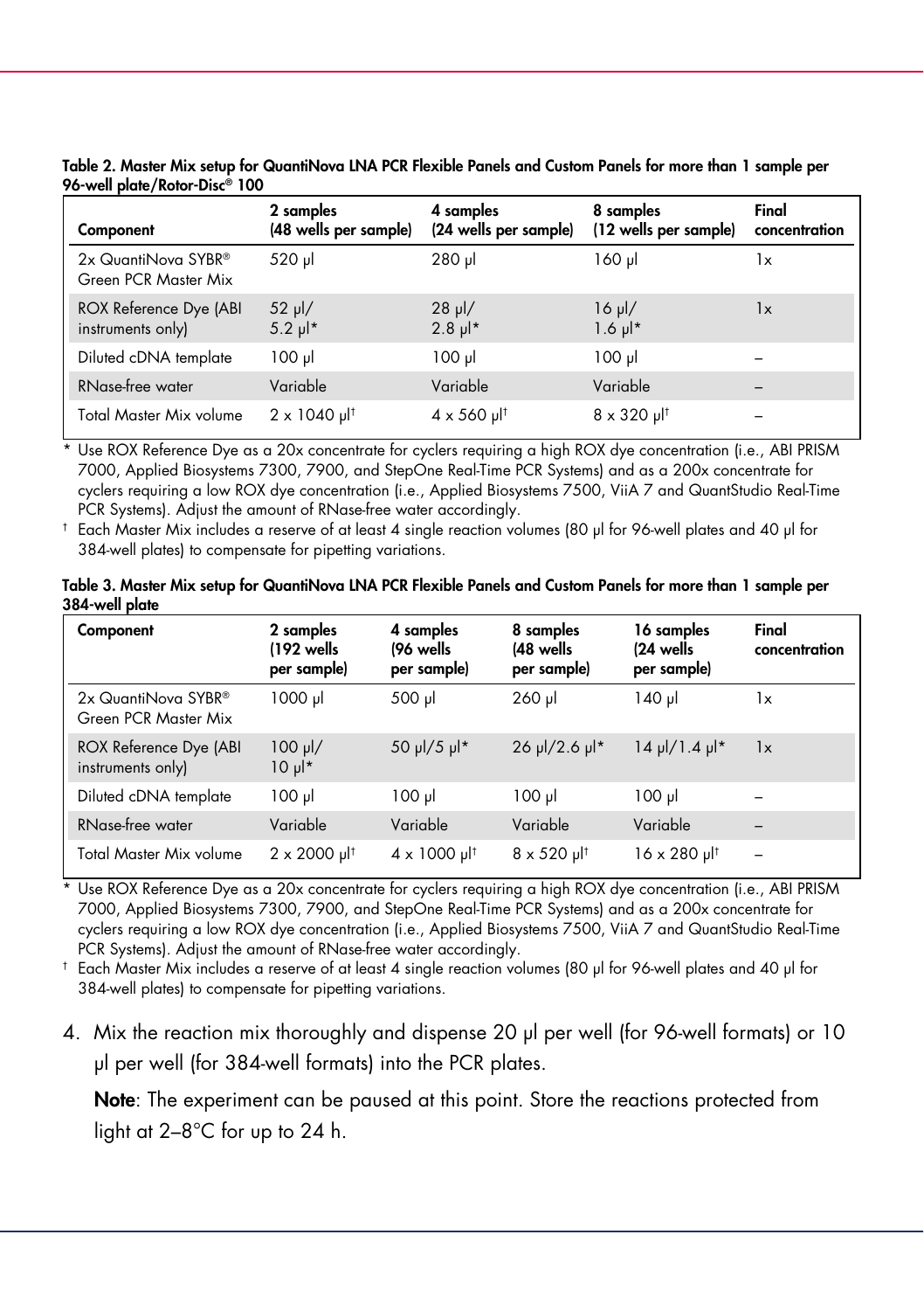**Table 2. Master Mix setup for QuantiNova LNA PCR Flexible Panels and Custom Panels for more than 1 sample per 96-well plate/Rotor-Disc® 100**

| Component | 2 samples (48 wells per sample) | 4 samples (24 wells per sample) | 8 samples (12 wells per sample) | Final concentration |
|---|---|---|---|---|
| 2x QuantiNova SYBR® Green PCR Master Mix | 520 µl | 280 µl | 160 µl | 1x |
| ROX Reference Dye (ABI instruments only) | 52 µl/ 5.2 µl* | 28 µl/ 2.8 µl* | 16 µl/ 1.6 µl* | 1x |
| Diluted cDNA template | 100 µl | 100 µl | 100 µl | – |
| RNase-free water | Variable | Variable | Variable | – |
| Total Master Mix volume | 2 x 1040 µl† | 4 x 560 µl† | 8 x 320 µl† | – |

\* Use ROX Reference Dye as a 20x concentrate for cyclers requiring a high ROX dye concentration (i.e., ABI PRISM 7000, Applied Biosystems 7300, 7900, and StepOne Real-Time PCR Systems) and as a 200x concentrate for cyclers requiring a low ROX dye concentration (i.e., Applied Biosystems 7500, ViiA 7 and QuantStudio Real-Time PCR Systems). Adjust the amount of RNase-free water accordingly.

† Each Master Mix includes a reserve of at least 4 single reaction volumes (80 µl for 96-well plates and 40 µl for 384-well plates) to compensate for pipetting variations.

**Table 3. Master Mix setup for QuantiNova LNA PCR Flexible Panels and Custom Panels for more than 1 sample per 384-well plate**

| Component | 2 samples (192 wells per sample) | 4 samples (96 wells per sample) | 8 samples (48 wells per sample) | 16 samples (24 wells per sample) | Final concentration |
|---|---|---|---|---|---|
| 2x QuantiNova SYBR® Green PCR Master Mix | 1000 µl | 500 µl | 260 µl | 140 µl | 1x |
| ROX Reference Dye (ABI instruments only) | 100 µl/ 10 µl* | 50 µl/5 µl* | 26 µl/2.6 µl* | 14 µl/1.4 µl* | 1x |
| Diluted cDNA template | 100 µl | 100 µl | 100 µl | 100 µl | – |
| RNase-free water | Variable | Variable | Variable | Variable | – |
| Total Master Mix volume | 2 x 2000 µl† | 4 x 1000 µl† | 8 x 520 µl† | 16 x 280 µl† | – |

\* Use ROX Reference Dye as a 20x concentrate for cyclers requiring a high ROX dye concentration (i.e., ABI PRISM 7000, Applied Biosystems 7300, 7900, and StepOne Real-Time PCR Systems) and as a 200x concentrate for cyclers requiring a low ROX dye concentration (i.e., Applied Biosystems 7500, ViiA 7 and QuantStudio Real-Time PCR Systems). Adjust the amount of RNase-free water accordingly.

† Each Master Mix includes a reserve of at least 4 single reaction volumes (80 µl for 96-well plates and 40 µl for 384-well plates) to compensate for pipetting variations.

4. Mix the reaction mix thoroughly and dispense 20 µl per well (for 96-well formats) or 10 µl per well (for 384-well formats) into the PCR plates.

   **Note**: The experiment can be paused at this point. Store the reactions protected from light at 2–8°C for up to 24 h.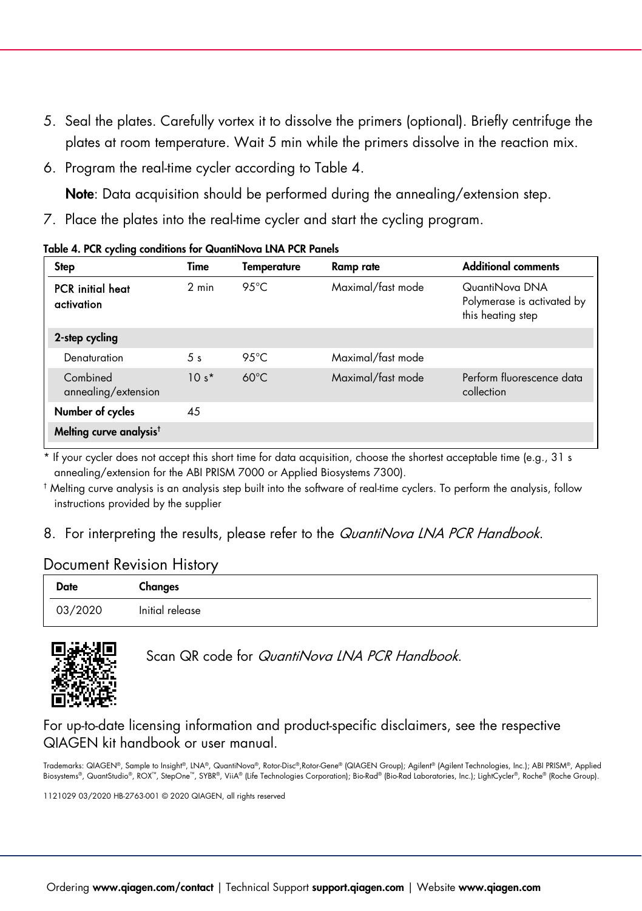5. Seal the plates. Carefully vortex it to dissolve the primers (optional). Briefly centrifuge the plates at room temperature. Wait 5 min while the primers dissolve in the reaction mix.
6. Program the real-time cycler according to Table 4.

   **Note**: Data acquisition should be performed during the annealing/extension step.
7. Place the plates into the real-time cycler and start the cycling program.

**Table 4. PCR cycling conditions for QuantiNova LNA PCR Panels**

| Step | Time | Temperature | Ramp rate | Additional comments |
|---|---|---|---|---|
| **PCR initial heat activation** | 2 min | 95°C | Maximal/fast mode | QuantiNova DNA Polymerase is activated by this heating step |
| **2-step cycling** | | | | |
| Denaturation | 5 s | 95°C | Maximal/fast mode | |
| Combined annealing/extension | 10 s* | 60°C | Maximal/fast mode | Perform fluorescence data collection |
| **Number of cycles** | 45 | | | |
| **Melting curve analysis†** | | | | |

\* If your cycler does not accept this short time for data acquisition, choose the shortest acceptable time (e.g., 31 s annealing/extension for the ABI PRISM 7000 or Applied Biosystems 7300).

† Melting curve analysis is an analysis step built into the software of real-time cyclers. To perform the analysis, follow instructions provided by the supplier

8. For interpreting the results, please refer to the *QuantiNova LNA PCR Handbook*.

## Document Revision History

| Date | Changes |
|---|---|
| 03/2020 | Initial release |

Scan QR code for *QuantiNova LNA PCR Handbook*.

For up-to-date licensing information and product-specific disclaimers, see the respective QIAGEN kit handbook or user manual.

Trademarks: QIAGEN®, Sample to Insight®, LNA®, QuantiNova®, Rotor-Disc®,Rotor-Gene® (QIAGEN Group); Agilent® (Agilent Technologies, Inc.); ABI PRISM®, Applied Biosystems®, QuantStudio®, ROX™, StepOne™, SYBR®, ViiA® (Life Technologies Corporation); Bio-Rad® (Bio-Rad Laboratories, Inc.); LightCycler®, Roche® (Roche Group).

1121029 03/2020 HB-2763-001 © 2020 QIAGEN, all rights reserved

Ordering **www.qiagen.com/contact** | Technical Support **support.qiagen.com** | Website **www.qiagen.com**